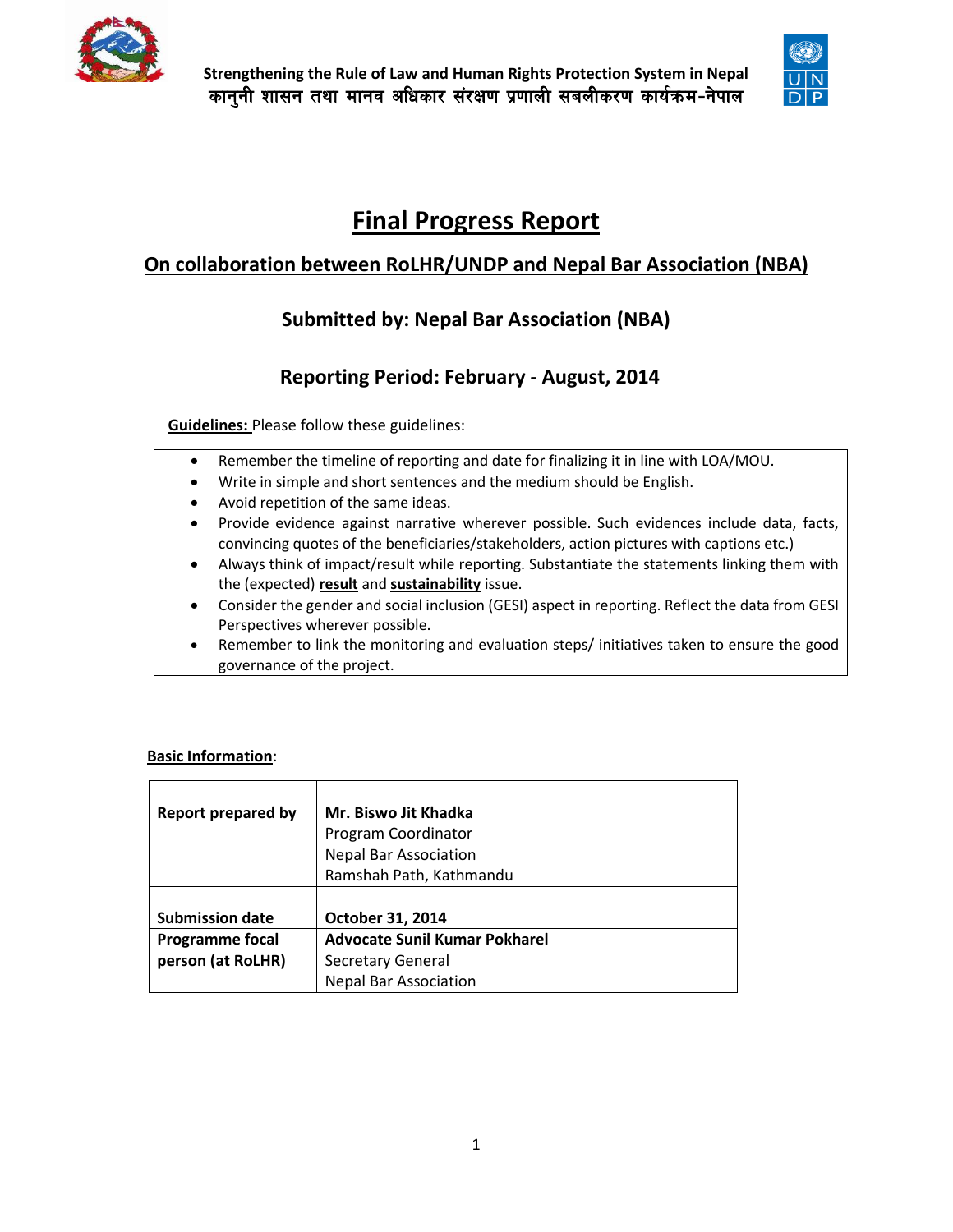Strengthening the Rule of Law and Human Rights Protection System in Nepal
कानुनी शासन तथा मानव अधिकार संरक्षण प्रणाली सबलीकरण कार्यक्रम-नेपाल

# Final Progress Report

## On collaboration between RoLHR/UNDP and Nepal Bar Association (NBA)

### Submitted by: Nepal Bar Association (NBA)

### Reporting Period: February - August, 2014

**Guidelines:** Please follow these guidelines:

- Remember the timeline of reporting and date for finalizing it in line with LOA/MOU.
- Write in simple and short sentences and the medium should be English.
- Avoid repetition of the same ideas.
- Provide evidence against narrative wherever possible. Such evidences include data, facts, convincing quotes of the beneficiaries/stakeholders, action pictures with captions etc.)
- Always think of impact/result while reporting. Substantiate the statements linking them with the (expected) **result** and **sustainability** issue.
- Consider the gender and social inclusion (GESI) aspect in reporting. Reflect the data from GESI Perspectives wherever possible.
- Remember to link the monitoring and evaluation steps/ initiatives taken to ensure the good governance of the project.

**Basic Information**:

| | |
|---|---|
| **Report prepared by** | **Mr. Biswo Jit Khadka**<br>Program Coordinator<br>Nepal Bar Association<br>Ramshah Path, Kathmandu |
| **Submission date** | **October 31, 2014** |
| **Programme focal person (at RoLHR)** | **Advocate Sunil Kumar Pokharel**<br>Secretary General<br>Nepal Bar Association |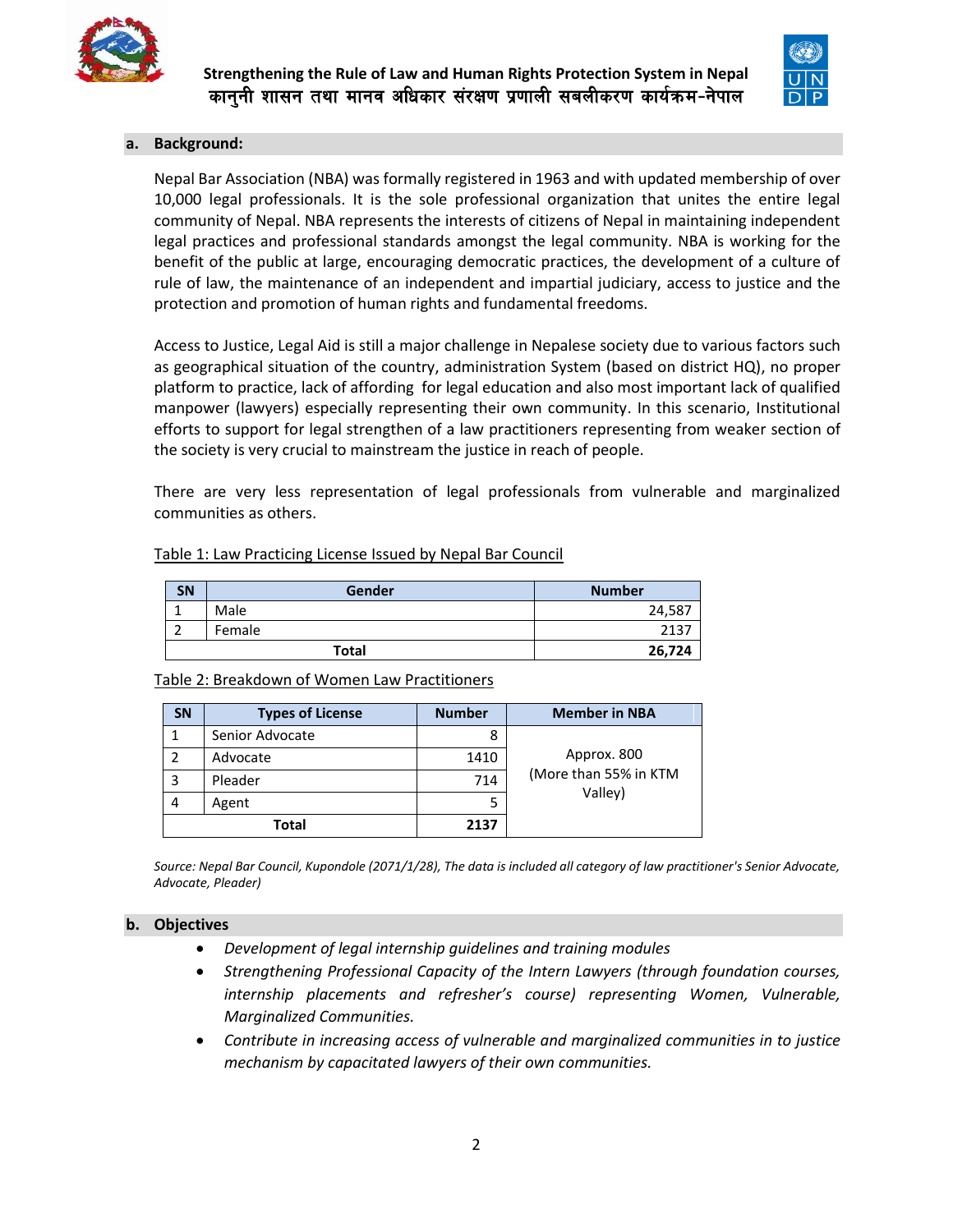## a. Background:

Nepal Bar Association (NBA) was formally registered in 1963 and with updated membership of over 10,000 legal professionals. It is the sole professional organization that unites the entire legal community of Nepal. NBA represents the interests of citizens of Nepal in maintaining independent legal practices and professional standards amongst the legal community. NBA is working for the benefit of the public at large, encouraging democratic practices, the development of a culture of rule of law, the maintenance of an independent and impartial judiciary, access to justice and the protection and promotion of human rights and fundamental freedoms.

Access to Justice, Legal Aid is still a major challenge in Nepalese society due to various factors such as geographical situation of the country, administration System (based on district HQ), no proper platform to practice, lack of affording for legal education and also most important lack of qualified manpower (lawyers) especially representing their own community. In this scenario, Institutional efforts to support for legal strengthen of a law practitioners representing from weaker section of the society is very crucial to mainstream the justice in reach of people.

There are very less representation of legal professionals from vulnerable and marginalized communities as others.

Table 1: Law Practicing License Issued by Nepal Bar Council

| SN | Gender | Number |
|---|---|---|
| 1 | Male | 24,587 |
| 2 | Female | 2137 |
| **Total** | | **26,724** |

Table 2: Breakdown of Women Law Practitioners

| SN | Types of License | Number | Member in NBA |
|---|---|---|---|
| 1 | Senior Advocate | 8 | Approx. 800 (More than 55% in KTM Valley) |
| 2 | Advocate | 1410 | |
| 3 | Pleader | 714 | |
| 4 | Agent | 5 | |
| **Total** | | **2137** | |

*Source: Nepal Bar Council, Kupondole (2071/1/28), The data is included all category of law practitioner's Senior Advocate, Advocate, Pleader)*

## b. Objectives

- *Development of legal internship guidelines and training modules*
- *Strengthening Professional Capacity of the Intern Lawyers (through foundation courses, internship placements and refresher's course) representing Women, Vulnerable, Marginalized Communities.*
- *Contribute in increasing access of vulnerable and marginalized communities in to justice mechanism by capacitated lawyers of their own communities.*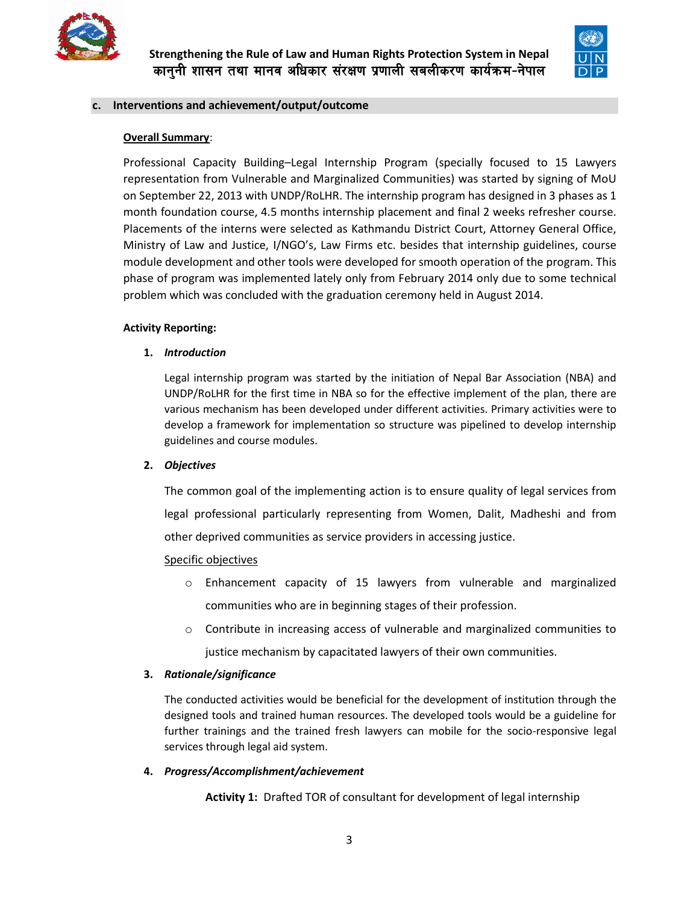## c. Interventions and achievement/output/outcome

**Overall Summary**:

Professional Capacity Building–Legal Internship Program (specially focused to 15 Lawyers representation from Vulnerable and Marginalized Communities) was started by signing of MoU on September 22, 2013 with UNDP/RoLHR. The internship program has designed in 3 phases as 1 month foundation course, 4.5 months internship placement and final 2 weeks refresher course. Placements of the interns were selected as Kathmandu District Court, Attorney General Office, Ministry of Law and Justice, I/NGO's, Law Firms etc. besides that internship guidelines, course module development and other tools were developed for smooth operation of the program. This phase of program was implemented lately only from February 2014 only due to some technical problem which was concluded with the graduation ceremony held in August 2014.

**Activity Reporting:**

1. ***Introduction***

   Legal internship program was started by the initiation of Nepal Bar Association (NBA) and UNDP/RoLHR for the first time in NBA so for the effective implement of the plan, there are various mechanism has been developed under different activities. Primary activities were to develop a framework for implementation so structure was pipelined to develop internship guidelines and course modules.

2. ***Objectives***

   The common goal of the implementing action is to ensure quality of legal services from legal professional particularly representing from Women, Dalit, Madheshi and from other deprived communities as service providers in accessing justice.

   Specific objectives

   - Enhancement capacity of 15 lawyers from vulnerable and marginalized communities who are in beginning stages of their profession.
   - Contribute in increasing access of vulnerable and marginalized communities to justice mechanism by capacitated lawyers of their own communities.

3. ***Rationale/significance***

   The conducted activities would be beneficial for the development of institution through the designed tools and trained human resources. The developed tools would be a guideline for further trainings and the trained fresh lawyers can mobile for the socio-responsive legal services through legal aid system.

4. ***Progress/Accomplishment/achievement***

   **Activity 1:** Drafted TOR of consultant for development of legal internship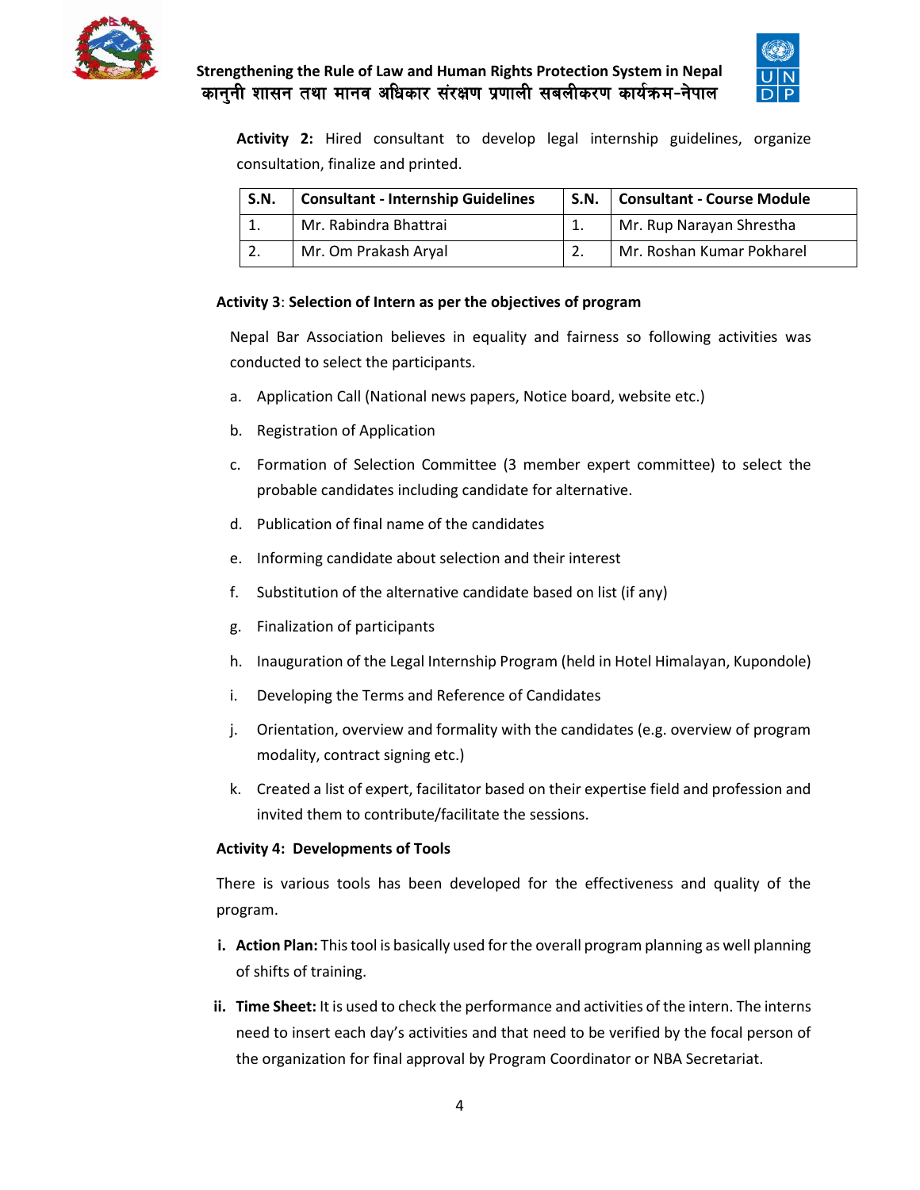**Activity 2:** Hired consultant to develop legal internship guidelines, organize consultation, finalize and printed.

| S.N. | Consultant - Internship Guidelines | S.N. | Consultant - Course Module |
|---|---|---|---|
| 1. | Mr. Rabindra Bhattrai | 1. | Mr. Rup Narayan Shrestha |
| 2. | Mr. Om Prakash Aryal | 2. | Mr. Roshan Kumar Pokharel |

**Activity 3**: **Selection of Intern as per the objectives of program**

Nepal Bar Association believes in equality and fairness so following activities was conducted to select the participants.

a. Application Call (National news papers, Notice board, website etc.)

b. Registration of Application

c. Formation of Selection Committee (3 member expert committee) to select the probable candidates including candidate for alternative.

d. Publication of final name of the candidates

e. Informing candidate about selection and their interest

f. Substitution of the alternative candidate based on list (if any)

g. Finalization of participants

h. Inauguration of the Legal Internship Program (held in Hotel Himalayan, Kupondole)

i. Developing the Terms and Reference of Candidates

j. Orientation, overview and formality with the candidates (e.g. overview of program modality, contract signing etc.)

k. Created a list of expert, facilitator based on their expertise field and profession and invited them to contribute/facilitate the sessions.

**Activity 4: Developments of Tools**

There is various tools has been developed for the effectiveness and quality of the program.

i. **Action Plan:** This tool is basically used for the overall program planning as well planning of shifts of training.

ii. **Time Sheet:** It is used to check the performance and activities of the intern. The interns need to insert each day's activities and that need to be verified by the focal person of the organization for final approval by Program Coordinator or NBA Secretariat.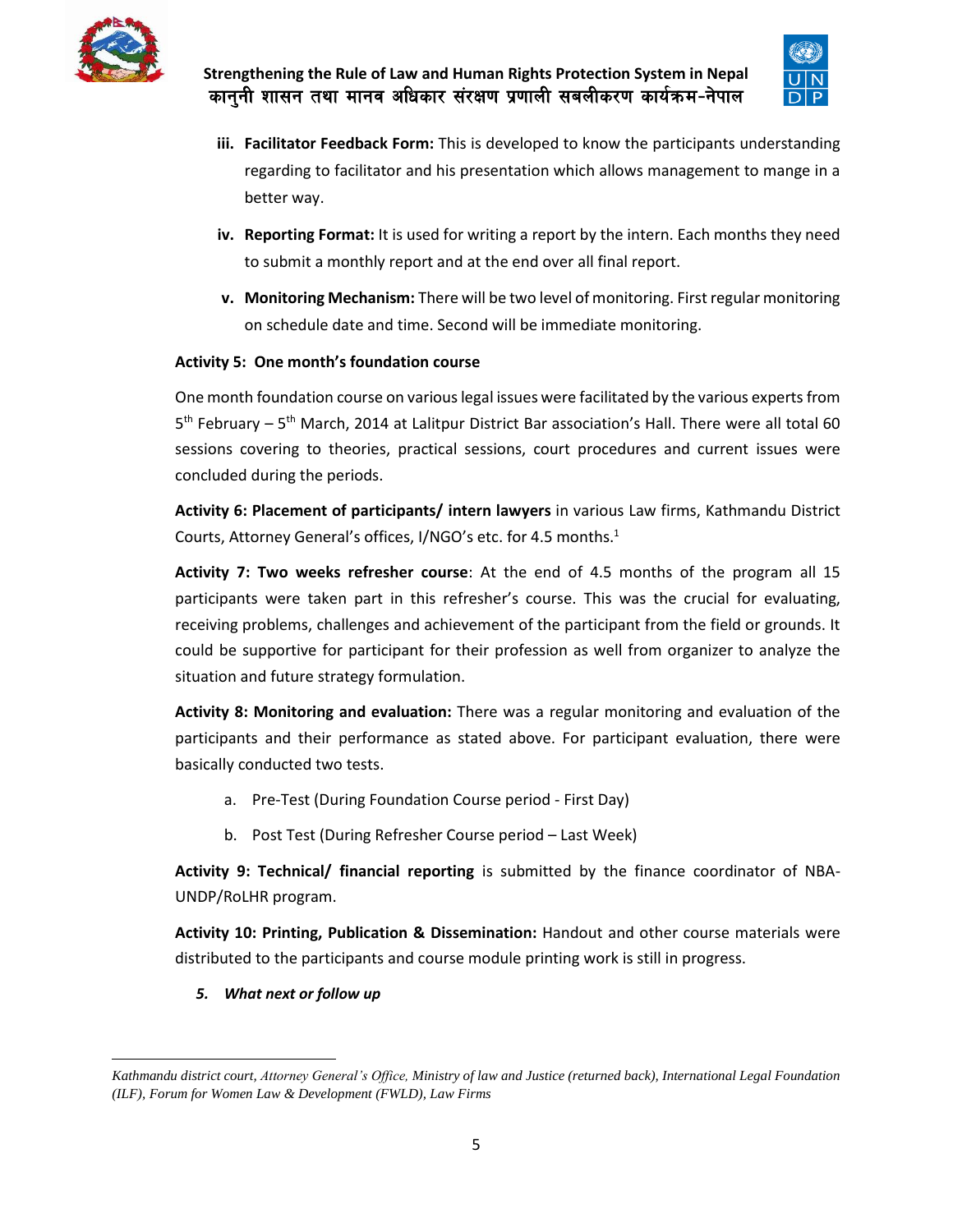iii. **Facilitator Feedback Form:** This is developed to know the participants understanding regarding to facilitator and his presentation which allows management to mange in a better way.

iv. **Reporting Format:** It is used for writing a report by the intern. Each months they need to submit a monthly report and at the end over all final report.

v. **Monitoring Mechanism:** There will be two level of monitoring. First regular monitoring on schedule date and time. Second will be immediate monitoring.

**Activity 5: One month's foundation course**

One month foundation course on various legal issues were facilitated by the various experts from 5th February – 5th March, 2014 at Lalitpur District Bar association's Hall. There were all total 60 sessions covering to theories, practical sessions, court procedures and current issues were concluded during the periods.

**Activity 6: Placement of participants/ intern lawyers** in various Law firms, Kathmandu District Courts, Attorney General's offices, I/NGO's etc. for 4.5 months.[1]

**Activity 7: Two weeks refresher course**: At the end of 4.5 months of the program all 15 participants were taken part in this refresher's course. This was the crucial for evaluating, receiving problems, challenges and achievement of the participant from the field or grounds. It could be supportive for participant for their profession as well from organizer to analyze the situation and future strategy formulation.

**Activity 8: Monitoring and evaluation:** There was a regular monitoring and evaluation of the participants and their performance as stated above. For participant evaluation, there were basically conducted two tests.

a. Pre-Test (During Foundation Course period - First Day)

b. Post Test (During Refresher Course period – Last Week)

**Activity 9: Technical/ financial reporting** is submitted by the finance coordinator of NBA-UNDP/RoLHR program.

**Activity 10: Printing, Publication & Dissemination:** Handout and other course materials were distributed to the participants and course module printing work is still in progress.

***5. What next or follow up***

---

[1] *Kathmandu district court, Attorney General's Office, Ministry of law and Justice (returned back), International Legal Foundation (ILF), Forum for Women Law & Development (FWLD), Law Firms*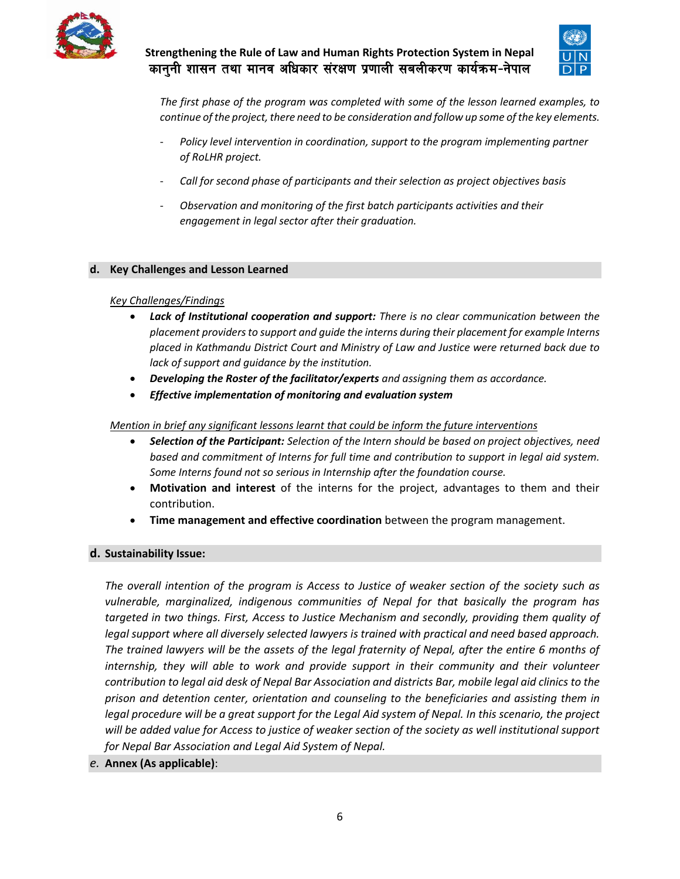*The first phase of the program was completed with some of the lesson learned examples, to continue of the project, there need to be consideration and follow up some of the key elements.*

- *Policy level intervention in coordination, support to the program implementing partner of RoLHR project.*
- *Call for second phase of participants and their selection as project objectives basis*
- *Observation and monitoring of the first batch participants activities and their engagement in legal sector after their graduation.*

## d. Key Challenges and Lesson Learned

*Key Challenges/Findings*

- ***Lack of Institutional cooperation and support:*** *There is no clear communication between the placement providers to support and guide the interns during their placement for example Interns placed in Kathmandu District Court and Ministry of Law and Justice were returned back due to lack of support and guidance by the institution.*
- ***Developing the Roster of the facilitator/experts*** *and assigning them as accordance.*
- ***Effective implementation of monitoring and evaluation system***

*Mention in brief any significant lessons learnt that could be inform the future interventions*

- ***Selection of the Participant:*** *Selection of the Intern should be based on project objectives, need based and commitment of Interns for full time and contribution to support in legal aid system. Some Interns found not so serious in Internship after the foundation course.*
- **Motivation and interest** of the interns for the project, advantages to them and their contribution.
- **Time management and effective coordination** between the program management.

## d. Sustainability Issue:

*The overall intention of the program is Access to Justice of weaker section of the society such as vulnerable, marginalized, indigenous communities of Nepal for that basically the program has targeted in two things. First, Access to Justice Mechanism and secondly, providing them quality of legal support where all diversely selected lawyers is trained with practical and need based approach. The trained lawyers will be the assets of the legal fraternity of Nepal, after the entire 6 months of internship, they will able to work and provide support in their community and their volunteer contribution to legal aid desk of Nepal Bar Association and districts Bar, mobile legal aid clinics to the prison and detention center, orientation and counseling to the beneficiaries and assisting them in legal procedure will be a great support for the Legal Aid system of Nepal. In this scenario, the project will be added value for Access to justice of weaker section of the society as well institutional support for Nepal Bar Association and Legal Aid System of Nepal.*

## *e.* Annex (As applicable):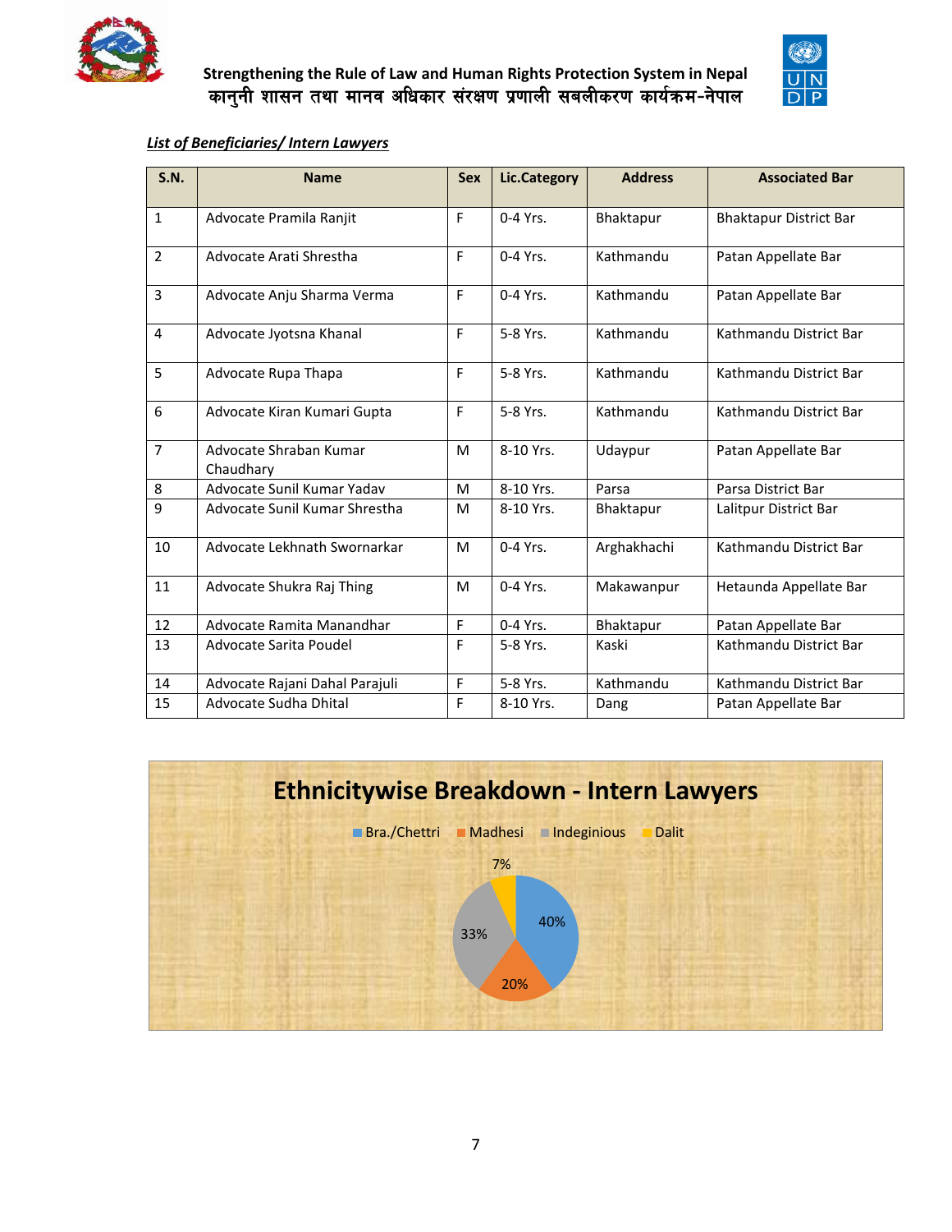***List of Beneficiaries/ Intern Lawyers***

| S.N. | Name | Sex | Lic.Category | Address | Associated Bar |
|---|---|---|---|---|---|
| 1 | Advocate Pramila Ranjit | F | 0-4 Yrs. | Bhaktapur | Bhaktapur District Bar |
| 2 | Advocate Arati Shrestha | F | 0-4 Yrs. | Kathmandu | Patan Appellate Bar |
| 3 | Advocate Anju Sharma Verma | F | 0-4 Yrs. | Kathmandu | Patan Appellate Bar |
| 4 | Advocate Jyotsna Khanal | F | 5-8 Yrs. | Kathmandu | Kathmandu District Bar |
| 5 | Advocate Rupa Thapa | F | 5-8 Yrs. | Kathmandu | Kathmandu District Bar |
| 6 | Advocate Kiran Kumari Gupta | F | 5-8 Yrs. | Kathmandu | Kathmandu District Bar |
| 7 | Advocate Shraban Kumar Chaudhary | M | 8-10 Yrs. | Udaypur | Patan Appellate Bar |
| 8 | Advocate Sunil Kumar Yadav | M | 8-10 Yrs. | Parsa | Parsa District Bar |
| 9 | Advocate Sunil Kumar Shrestha | M | 8-10 Yrs. | Bhaktapur | Lalitpur District Bar |
| 10 | Advocate Lekhnath Swornarkar | M | 0-4 Yrs. | Arghakhachi | Kathmandu District Bar |
| 11 | Advocate Shukra Raj Thing | M | 0-4 Yrs. | Makawanpur | Hetaunda Appellate Bar |
| 12 | Advocate Ramita Manandhar | F | 0-4 Yrs. | Bhaktapur | Patan Appellate Bar |
| 13 | Advocate Sarita Poudel | F | 5-8 Yrs. | Kaski | Kathmandu District Bar |
| 14 | Advocate Rajani Dahal Parajuli | F | 5-8 Yrs. | Kathmandu | Kathmandu District Bar |
| 15 | Advocate Sudha Dhital | F | 8-10 Yrs. | Dang | Patan Appellate Bar |

**Ethnicitywise Breakdown - Intern Lawyers**

| Bra./Chettri | Madhesi | Indeginious | Dalit |
|---|---|---|---|
| 40% | 20% | 33% | 7% |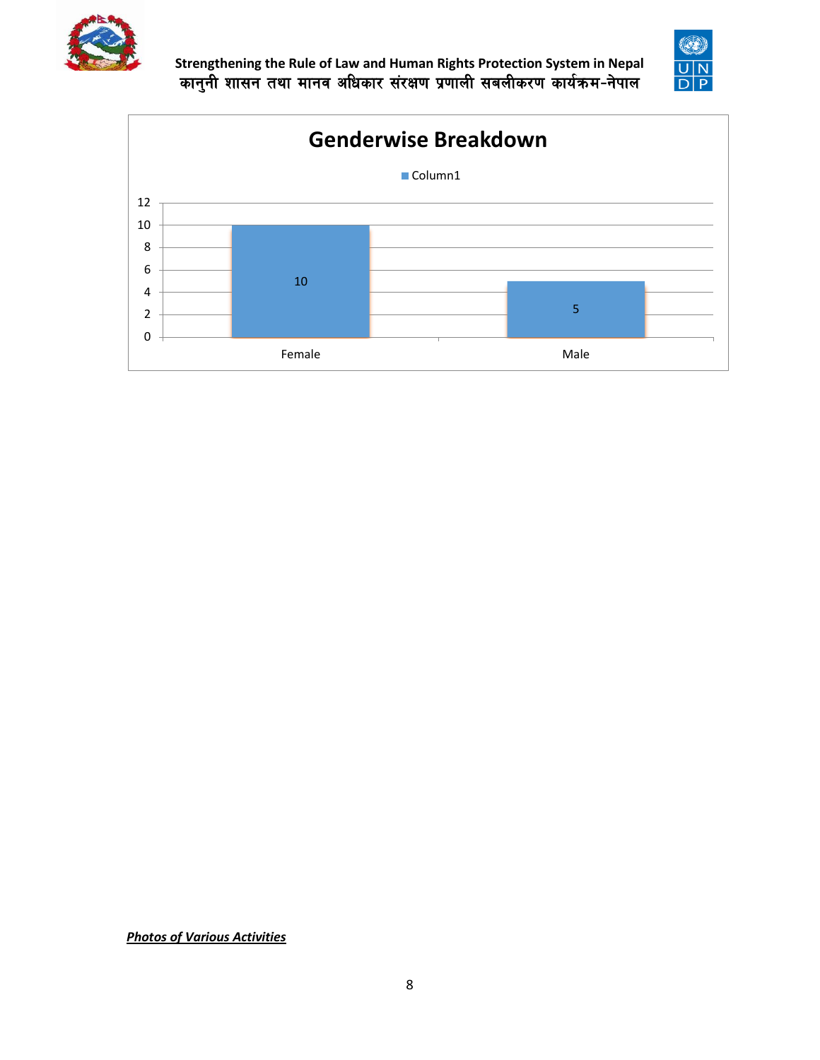**Genderwise Breakdown**

| | Column1 |
|---|---|
| Female | 10 |
| Male | 5 |

***Photos of Various Activities***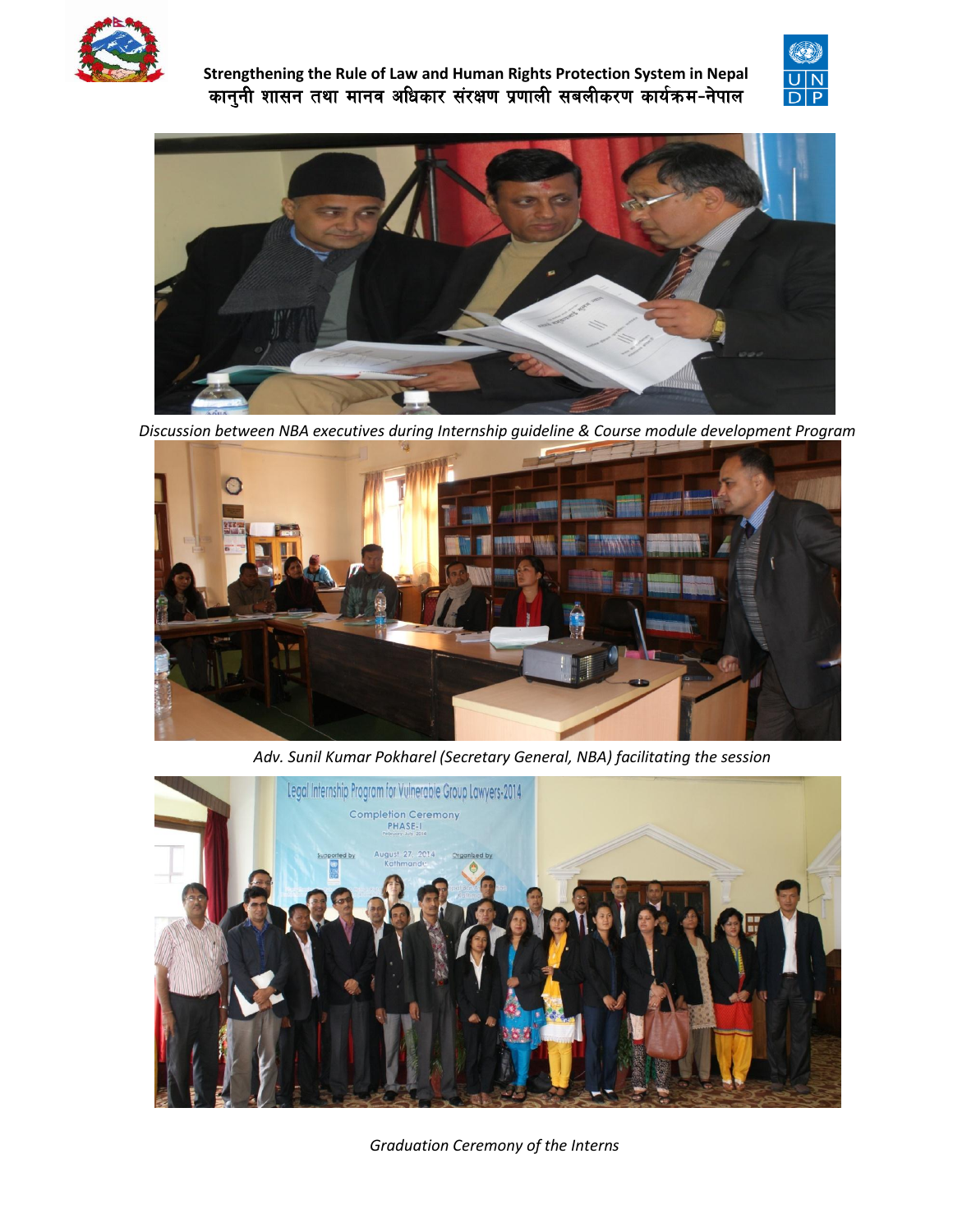*Discussion between NBA executives during Internship guideline & Course module development Program*

*Adv. Sunil Kumar Pokharel (Secretary General, NBA) facilitating the session*

*Graduation Ceremony of the Interns*